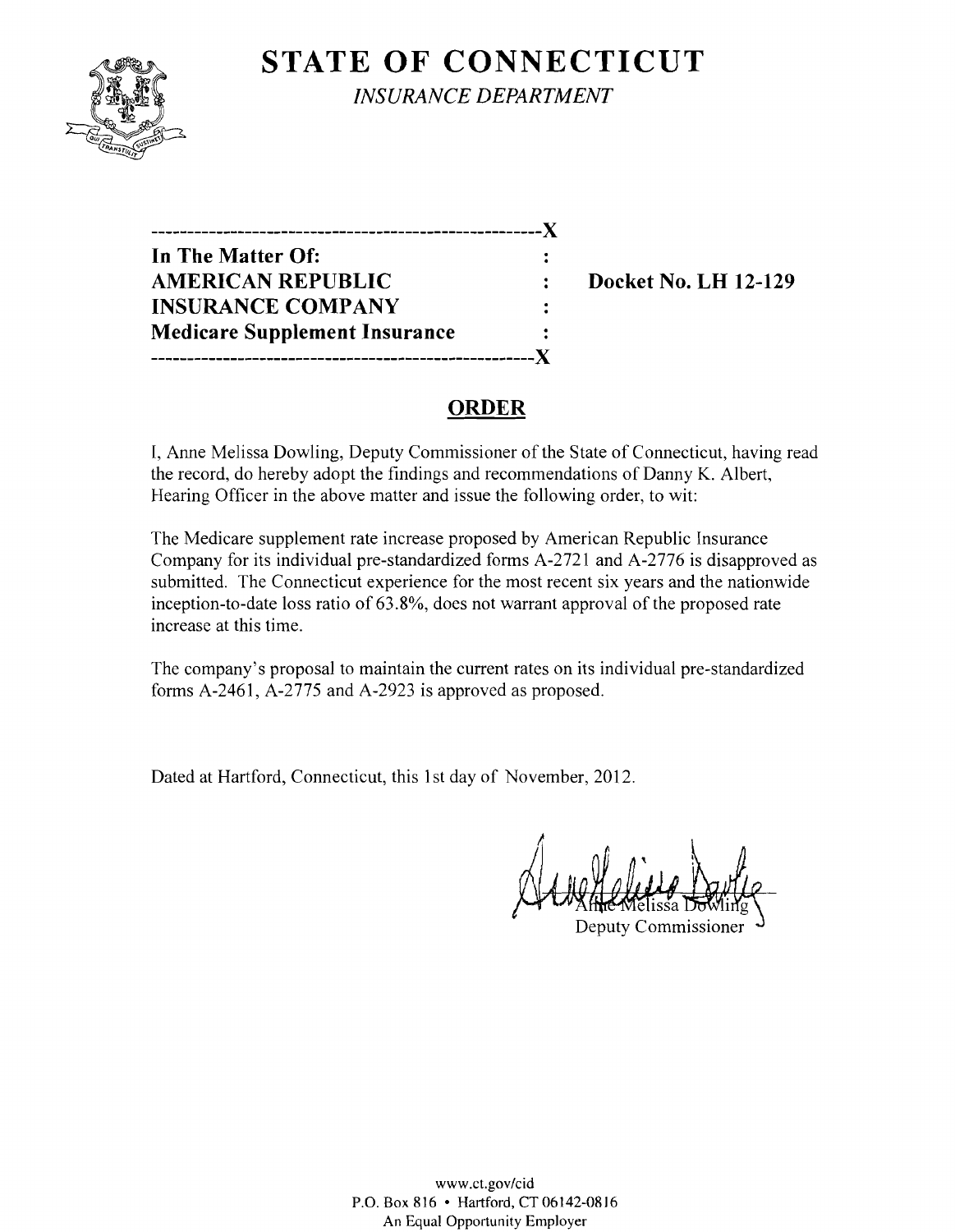# STATE OF CONNECTICUT

*INSURANCE DEPARTMENT*

---

**In The Matter Of:**
**AMERICAN REPUBLIC INSURANCE COMPANY**
**Medicare Supplement Insurance**

**Docket No. LH 12-129**

---

## ORDER

I, Anne Melissa Dowling, Deputy Commissioner of the State of Connecticut, having read the record, do hereby adopt the findings and recommendations of Danny K. Albert, Hearing Officer in the above matter and issue the following order, to wit:

The Medicare supplement rate increase proposed by American Republic Insurance Company for its individual pre-standardized forms A-2721 and A-2776 is disapproved as submitted. The Connecticut experience for the most recent six years and the nationwide inception-to-date loss ratio of 63.8%, does not warrant approval of the proposed rate increase at this time.

The company's proposal to maintain the current rates on its individual pre-standardized forms A-2461, A-2775 and A-2923 is approved as proposed.

Dated at Hartford, Connecticut, this 1st day of November, 2012.

Anne Melissa Dowling
Deputy Commissioner

www.ct.gov/cid
P.O. Box 816 • Hartford, CT 06142-0816
An Equal Opportunity Employer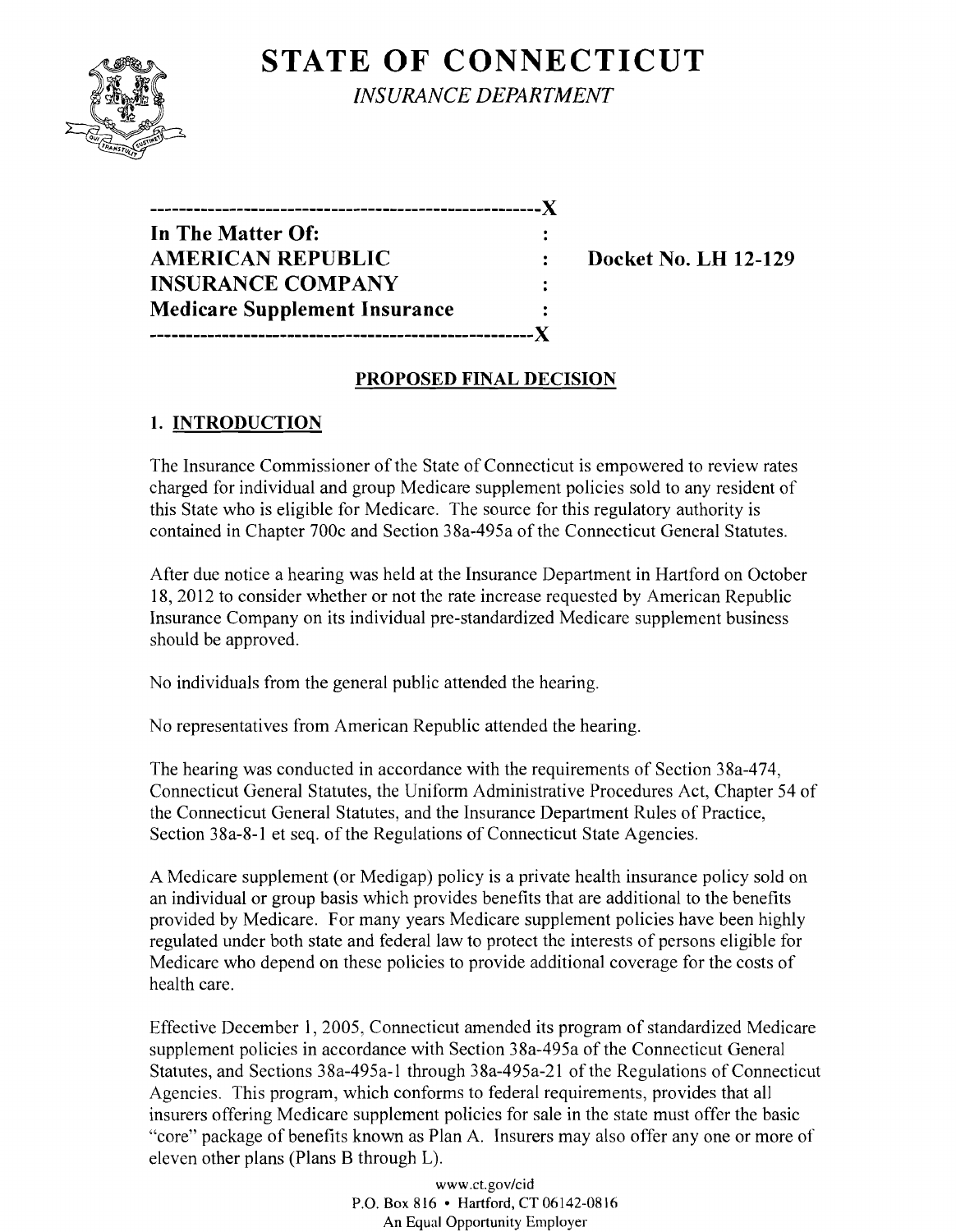# STATE OF CONNECTICUT

*INSURANCE DEPARTMENT*

```
-----------------------------------------------------X
In The Matter Of:                                    :
AMERICAN REPUBLIC                                    :    Docket No. LH 12-129
INSURANCE COMPANY                                    :
Medicare Supplement Insurance                        :
-----------------------------------------------------X
```

## PROPOSED FINAL DECISION

### 1. INTRODUCTION

The Insurance Commissioner of the State of Connecticut is empowered to review rates charged for individual and group Medicare supplement policies sold to any resident of this State who is eligible for Medicare. The source for this regulatory authority is contained in Chapter 700c and Section 38a-495a of the Connecticut General Statutes.

After due notice a hearing was held at the Insurance Department in Hartford on October 18, 2012 to consider whether or not the rate increase requested by American Republic Insurance Company on its individual pre-standardized Medicare supplement business should be approved.

No individuals from the general public attended the hearing.

No representatives from American Republic attended the hearing.

The hearing was conducted in accordance with the requirements of Section 38a-474, Connecticut General Statutes, the Uniform Administrative Procedures Act, Chapter 54 of the Connecticut General Statutes, and the Insurance Department Rules of Practice, Section 38a-8-1 et seq. of the Regulations of Connecticut State Agencies.

A Medicare supplement (or Medigap) policy is a private health insurance policy sold on an individual or group basis which provides benefits that are additional to the benefits provided by Medicare. For many years Medicare supplement policies have been highly regulated under both state and federal law to protect the interests of persons eligible for Medicare who depend on these policies to provide additional coverage for the costs of health care.

Effective December 1, 2005, Connecticut amended its program of standardized Medicare supplement policies in accordance with Section 38a-495a of the Connecticut General Statutes, and Sections 38a-495a-1 through 38a-495a-21 of the Regulations of Connecticut Agencies. This program, which conforms to federal requirements, provides that all insurers offering Medicare supplement policies for sale in the state must offer the basic "core" package of benefits known as Plan A. Insurers may also offer any one or more of eleven other plans (Plans B through L).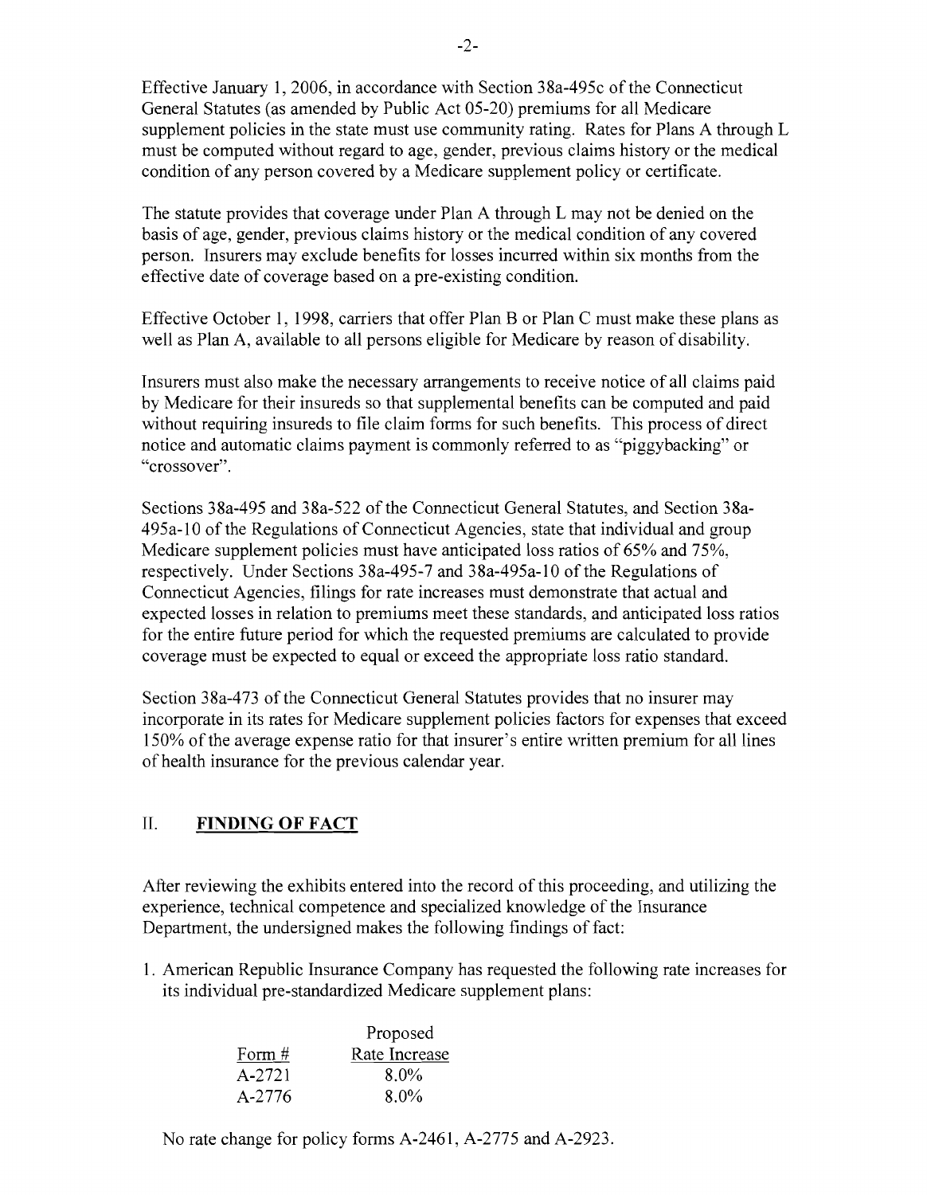Effective January 1, 2006, in accordance with Section 38a-495c of the Connecticut General Statutes (as amended by Public Act 05-20) premiums for all Medicare supplement policies in the state must use community rating. Rates for Plans A through L must be computed without regard to age, gender, previous claims history or the medical condition of any person covered by a Medicare supplement policy or certificate.

The statute provides that coverage under Plan A through L may not be denied on the basis of age, gender, previous claims history or the medical condition of any covered person. Insurers may exclude benefits for losses incurred within six months from the effective date of coverage based on a pre-existing condition.

Effective October 1, 1998, carriers that offer Plan B or Plan C must make these plans as well as Plan A, available to all persons eligible for Medicare by reason of disability.

Insurers must also make the necessary arrangements to receive notice of all claims paid by Medicare for their insureds so that supplemental benefits can be computed and paid without requiring insureds to file claim forms for such benefits. This process of direct notice and automatic claims payment is commonly referred to as "piggybacking" or "crossover".

Sections 38a-495 and 38a-522 of the Connecticut General Statutes, and Section 38a-495a-10 of the Regulations of Connecticut Agencies, state that individual and group Medicare supplement policies must have anticipated loss ratios of 65% and 75%, respectively. Under Sections 38a-495-7 and 38a-495a-10 of the Regulations of Connecticut Agencies, filings for rate increases must demonstrate that actual and expected losses in relation to premiums meet these standards, and anticipated loss ratios for the entire future period for which the requested premiums are calculated to provide coverage must be expected to equal or exceed the appropriate loss ratio standard.

Section 38a-473 of the Connecticut General Statutes provides that no insurer may incorporate in its rates for Medicare supplement policies factors for expenses that exceed 150% of the average expense ratio for that insurer's entire written premium for all lines of health insurance for the previous calendar year.

## II. FINDING OF FACT

After reviewing the exhibits entered into the record of this proceeding, and utilizing the experience, technical competence and specialized knowledge of the Insurance Department, the undersigned makes the following findings of fact:

1. American Republic Insurance Company has requested the following rate increases for its individual pre-standardized Medicare supplement plans:

| Form # | Proposed Rate Increase |
|---|---|
| A-2721 | 8.0% |
| A-2776 | 8.0% |

No rate change for policy forms A-2461, A-2775 and A-2923.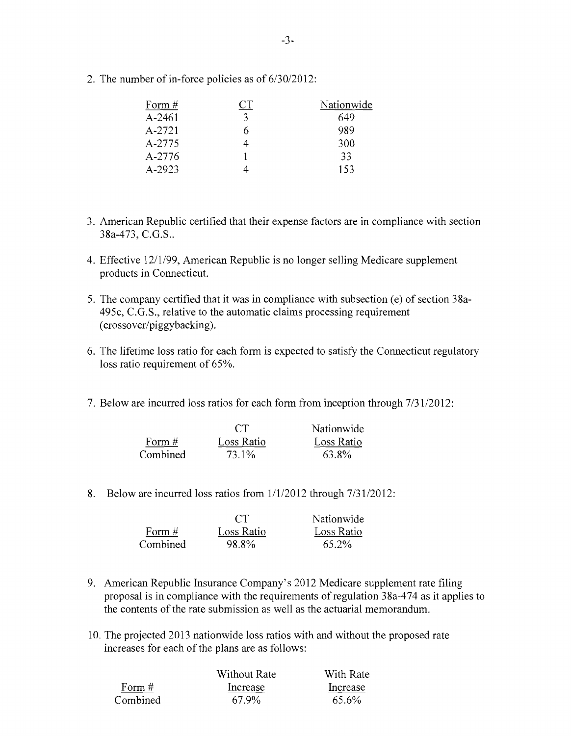2. The number of in-force policies as of 6/30/2012:

| Form # | CT | Nationwide |
|---|---|---|
| A-2461 | 3 | 649 |
| A-2721 | 6 | 989 |
| A-2775 | 4 | 300 |
| A-2776 | 1 | 33 |
| A-2923 | 4 | 153 |

3. American Republic certified that their expense factors are in compliance with section 38a-473, C.G.S..

4. Effective 12/1/99, American Republic is no longer selling Medicare supplement products in Connecticut.

5. The company certified that it was in compliance with subsection (e) of section 38a-495c, C.G.S., relative to the automatic claims processing requirement (crossover/piggybacking).

6. The lifetime loss ratio for each form is expected to satisfy the Connecticut regulatory loss ratio requirement of 65%.

7. Below are incurred loss ratios for each form from inception through 7/31/2012:

| Form # | CT Loss Ratio | Nationwide Loss Ratio |
|---|---|---|
| Combined | 73.1% | 63.8% |

8. Below are incurred loss ratios from 1/1/2012 through 7/31/2012:

| Form # | CT Loss Ratio | Nationwide Loss Ratio |
|---|---|---|
| Combined | 98.8% | 65.2% |

9. American Republic Insurance Company's 2012 Medicare supplement rate filing proposal is in compliance with the requirements of regulation 38a-474 as it applies to the contents of the rate submission as well as the actuarial memorandum.

10. The projected 2013 nationwide loss ratios with and without the proposed rate increases for each of the plans are as follows:

| Form # | Without Rate Increase | With Rate Increase |
|---|---|---|
| Combined | 67.9% | 65.6% |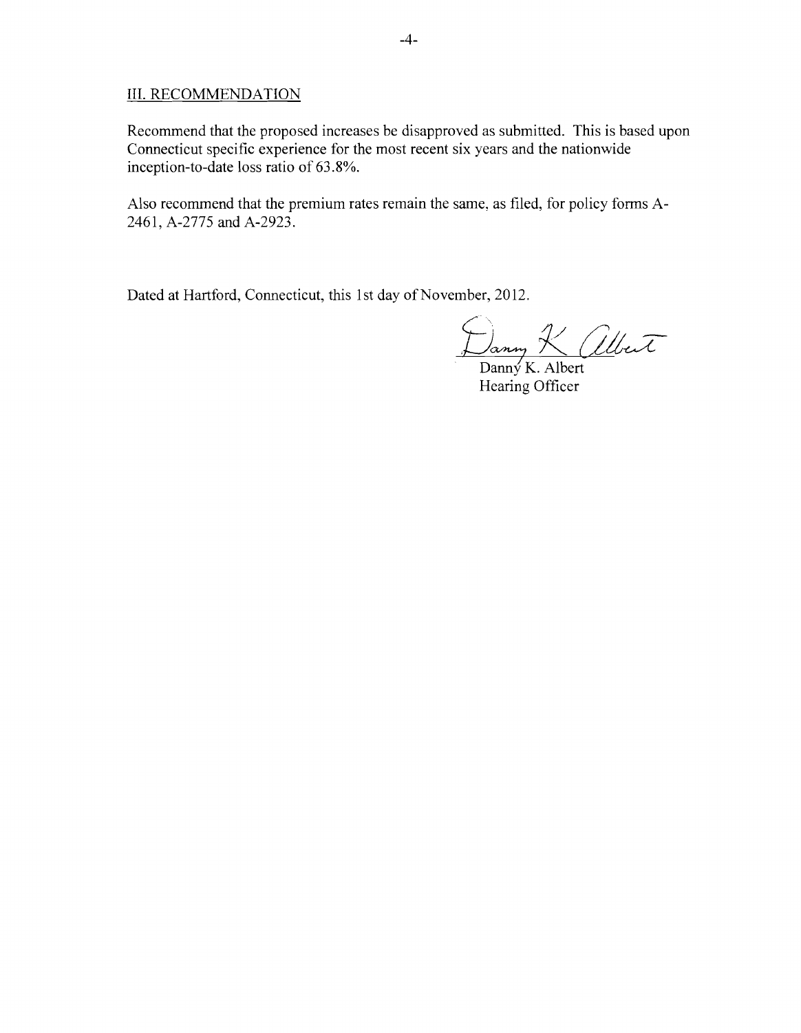## III. RECOMMENDATION

Recommend that the proposed increases be disapproved as submitted. This is based upon Connecticut specific experience for the most recent six years and the nationwide inception-to-date loss ratio of 63.8%.

Also recommend that the premium rates remain the same, as filed, for policy forms A-2461, A-2775 and A-2923.

Dated at Hartford, Connecticut, this 1st day of November, 2012.

Danny K. Albert
Hearing Officer